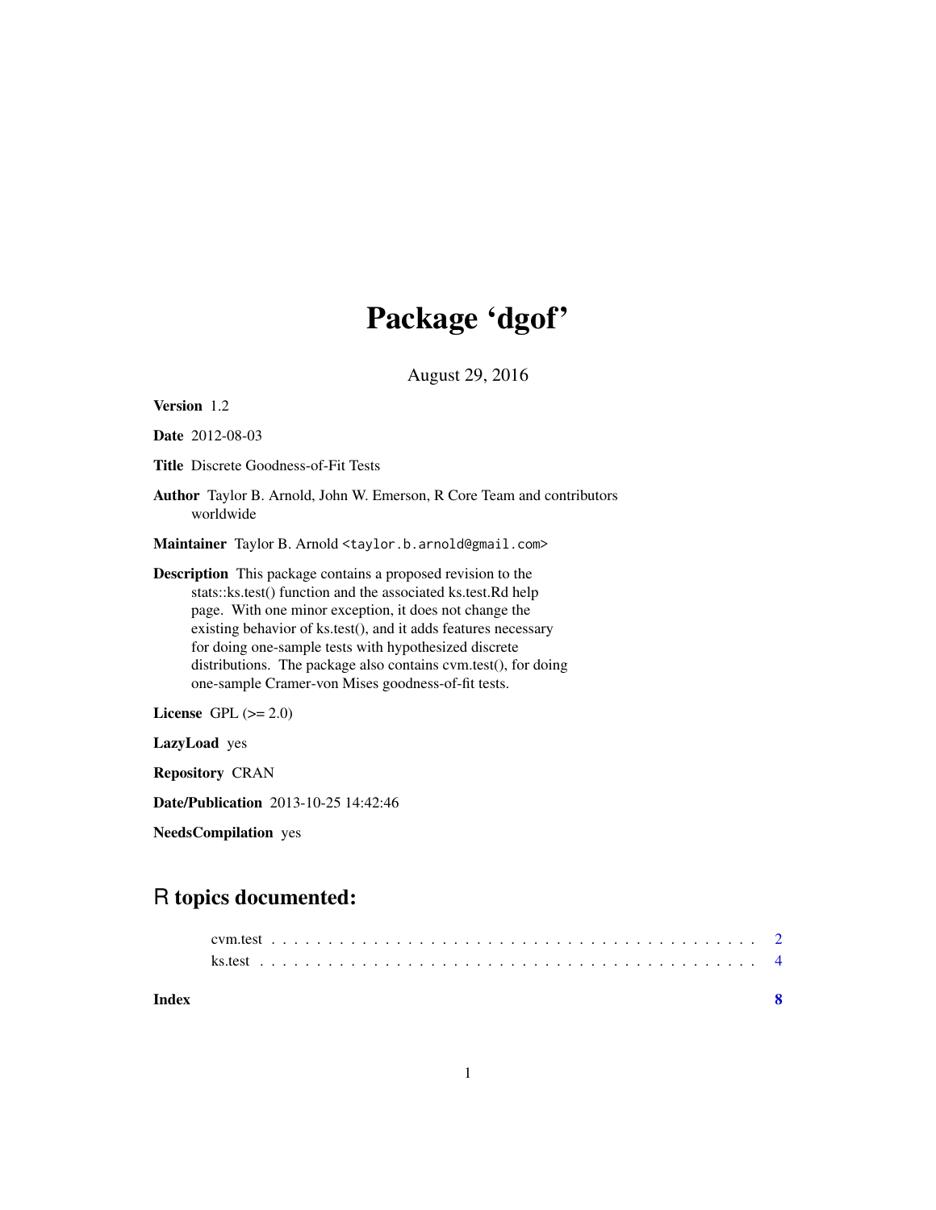# Package 'dgof'

August 29, 2016

**Version** 1.2

**Date** 2012-08-03

**Title** Discrete Goodness-of-Fit Tests

**Author** Taylor B. Arnold, John W. Emerson, R Core Team and contributors worldwide

**Maintainer** Taylor B. Arnold <taylor.b.arnold@gmail.com>

**Description** This package contains a proposed revision to the stats::ks.test() function and the associated ks.test.Rd help page. With one minor exception, it does not change the existing behavior of ks.test(), and it adds features necessary for doing one-sample tests with hypothesized discrete distributions. The package also contains cvm.test(), for doing one-sample Cramer-von Mises goodness-of-fit tests.

**License** GPL (>= 2.0)

**LazyLoad** yes

**Repository** CRAN

**Date/Publication** 2013-10-25 14:42:46

**NeedsCompilation** yes

## R topics documented:

cvm.test . . . . . . . . . . . . . . . . . . . . . . . . . . . . . . . . . . . . . . . . 2
ks.test . . . . . . . . . . . . . . . . . . . . . . . . . . . . . . . . . . . . . . . . . 4

**Index** **8**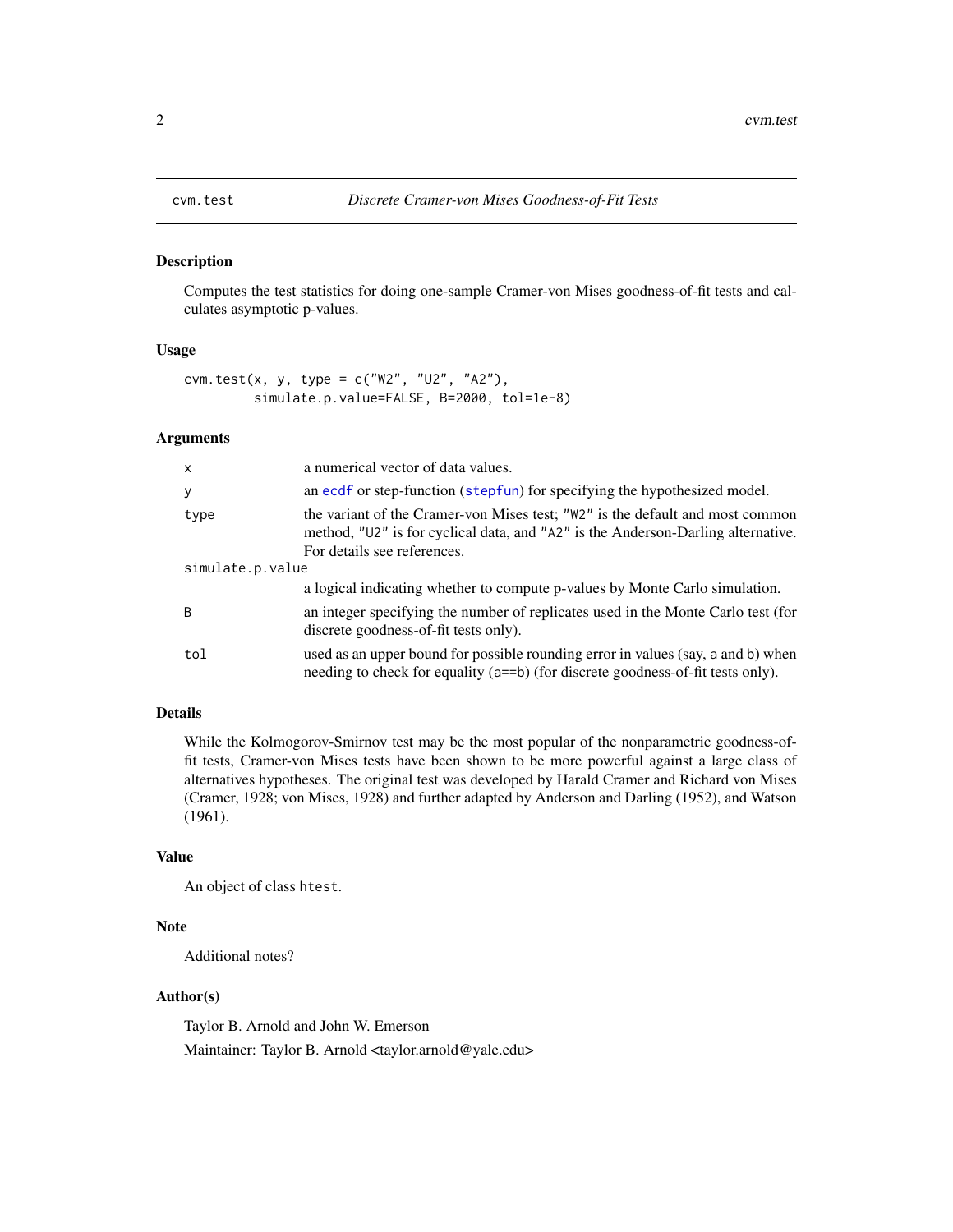# cvm.test — *Discrete Cramer-von Mises Goodness-of-Fit Tests*

## Description

Computes the test statistics for doing one-sample Cramer-von Mises goodness-of-fit tests and calculates asymptotic p-values.

## Usage

```
cvm.test(x, y, type = c("W2", "U2", "A2"),
        simulate.p.value=FALSE, B=2000, tol=1e-8)
```

## Arguments

| | |
|---|---|
| `x` | a numerical vector of data values. |
| `y` | an `ecdf` or step-function (`stepfun`) for specifying the hypothesized model. |
| `type` | the variant of the Cramer-von Mises test; `"W2"` is the default and most common method, `"U2"` is for cyclical data, and `"A2"` is the Anderson-Darling alternative. For details see references. |
| `simulate.p.value` | a logical indicating whether to compute p-values by Monte Carlo simulation. |
| `B` | an integer specifying the number of replicates used in the Monte Carlo test (for discrete goodness-of-fit tests only). |
| `tol` | used as an upper bound for possible rounding error in values (say, `a` and `b`) when needing to check for equality (`a==b`) (for discrete goodness-of-fit tests only). |

## Details

While the Kolmogorov-Smirnov test may be the most popular of the nonparametric goodness-of-fit tests, Cramer-von Mises tests have been shown to be more powerful against a large class of alternatives hypotheses. The original test was developed by Harald Cramer and Richard von Mises (Cramer, 1928; von Mises, 1928) and further adapted by Anderson and Darling (1952), and Watson (1961).

## Value

An object of class `htest`.

## Note

Additional notes?

## Author(s)

Taylor B. Arnold and John W. Emerson

Maintainer: Taylor B. Arnold <taylor.arnold@yale.edu>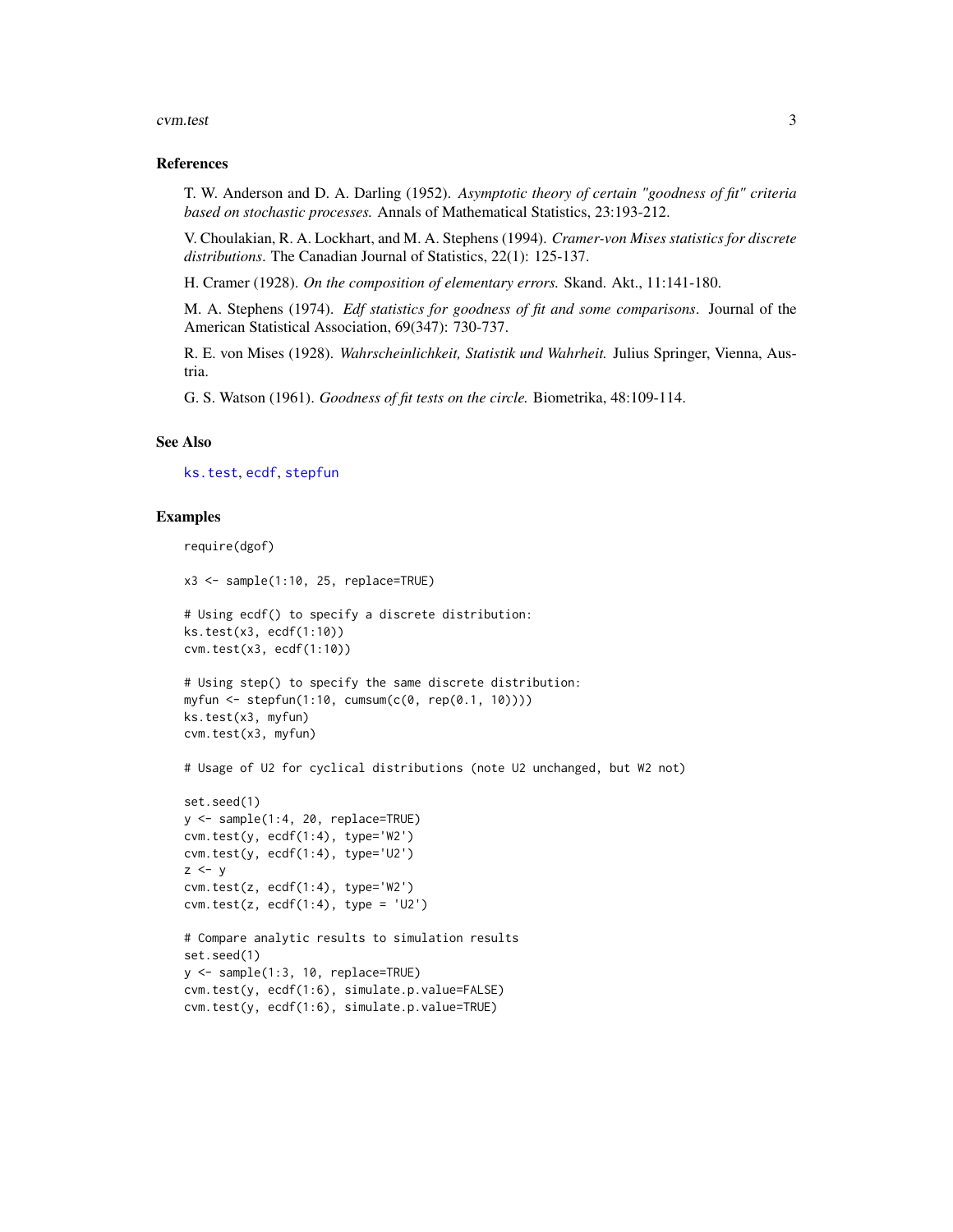## References

T. W. Anderson and D. A. Darling (1952). *Asymptotic theory of certain "goodness of fit" criteria based on stochastic processes.* Annals of Mathematical Statistics, 23:193-212.

V. Choulakian, R. A. Lockhart, and M. A. Stephens (1994). *Cramer-von Mises statistics for discrete distributions*. The Canadian Journal of Statistics, 22(1): 125-137.

H. Cramer (1928). *On the composition of elementary errors.* Skand. Akt., 11:141-180.

M. A. Stephens (1974). *Edf statistics for goodness of fit and some comparisons*. Journal of the American Statistical Association, 69(347): 730-737.

R. E. von Mises (1928). *Wahrscheinlichkeit, Statistik und Wahrheit.* Julius Springer, Vienna, Austria.

G. S. Watson (1961). *Goodness of fit tests on the circle.* Biometrika, 48:109-114.

## See Also

ks.test, ecdf, stepfun

## Examples

```
require(dgof)

x3 <- sample(1:10, 25, replace=TRUE)

# Using ecdf() to specify a discrete distribution:
ks.test(x3, ecdf(1:10))
cvm.test(x3, ecdf(1:10))

# Using step() to specify the same discrete distribution:
myfun <- stepfun(1:10, cumsum(c(0, rep(0.1, 10))))
ks.test(x3, myfun)
cvm.test(x3, myfun)

# Usage of U2 for cyclical distributions (note U2 unchanged, but W2 not)

set.seed(1)
y <- sample(1:4, 20, replace=TRUE)
cvm.test(y, ecdf(1:4), type='W2')
cvm.test(y, ecdf(1:4), type='U2')
z <- y
cvm.test(z, ecdf(1:4), type='W2')
cvm.test(z, ecdf(1:4), type = 'U2')

# Compare analytic results to simulation results
set.seed(1)
y <- sample(1:3, 10, replace=TRUE)
cvm.test(y, ecdf(1:6), simulate.p.value=FALSE)
cvm.test(y, ecdf(1:6), simulate.p.value=TRUE)
```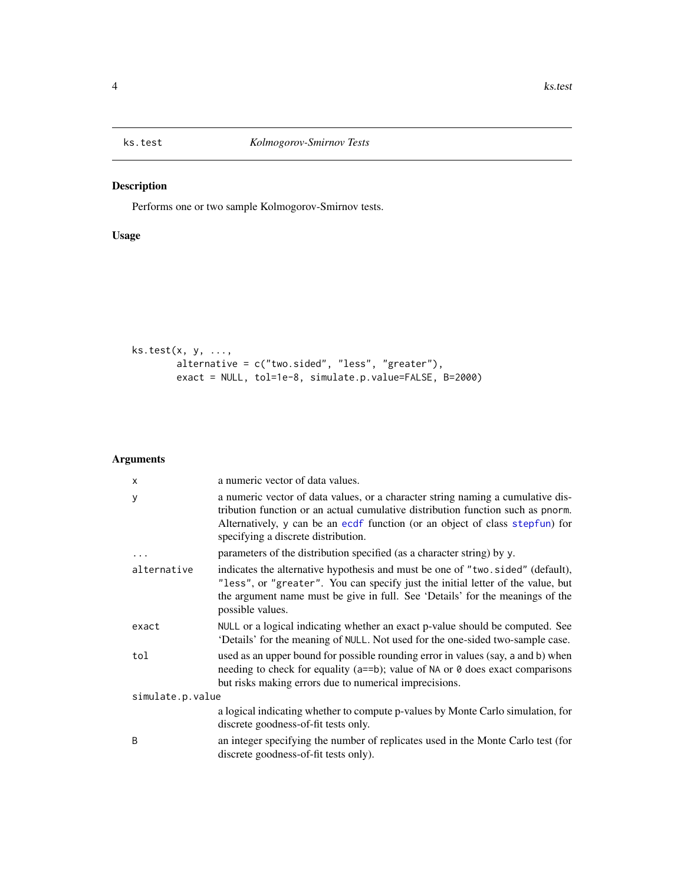# ks.test — *Kolmogorov-Smirnov Tests*

## Description

Performs one or two sample Kolmogorov-Smirnov tests.

## Usage

```
ks.test(x, y, ...,
        alternative = c("two.sided", "less", "greater"),
        exact = NULL, tol=1e-8, simulate.p.value=FALSE, B=2000)
```

## Arguments

| Argument | Description |
|---|---|
| `x` | a numeric vector of data values. |
| `y` | a numeric vector of data values, or a character string naming a cumulative distribution function or an actual cumulative distribution function such as `pnorm`. Alternatively, `y` can be an `ecdf` function (or an object of class `stepfun`) for specifying a discrete distribution. |
| `...` | parameters of the distribution specified (as a character string) by `y`. |
| `alternative` | indicates the alternative hypothesis and must be one of `"two.sided"` (default), `"less"`, or `"greater"`. You can specify just the initial letter of the value, but the argument name must be give in full. See 'Details' for the meanings of the possible values. |
| `exact` | `NULL` or a logical indicating whether an exact p-value should be computed. See 'Details' for the meaning of `NULL`. Not used for the one-sided two-sample case. |
| `tol` | used as an upper bound for possible rounding error in values (say, `a` and `b`) when needing to check for equality (`a==b`); value of `NA` or `0` does exact comparisons but risks making errors due to numerical imprecisions. |
| `simulate.p.value` | a logical indicating whether to compute p-values by Monte Carlo simulation, for discrete goodness-of-fit tests only. |
| `B` | an integer specifying the number of replicates used in the Monte Carlo test (for discrete goodness-of-fit tests only). |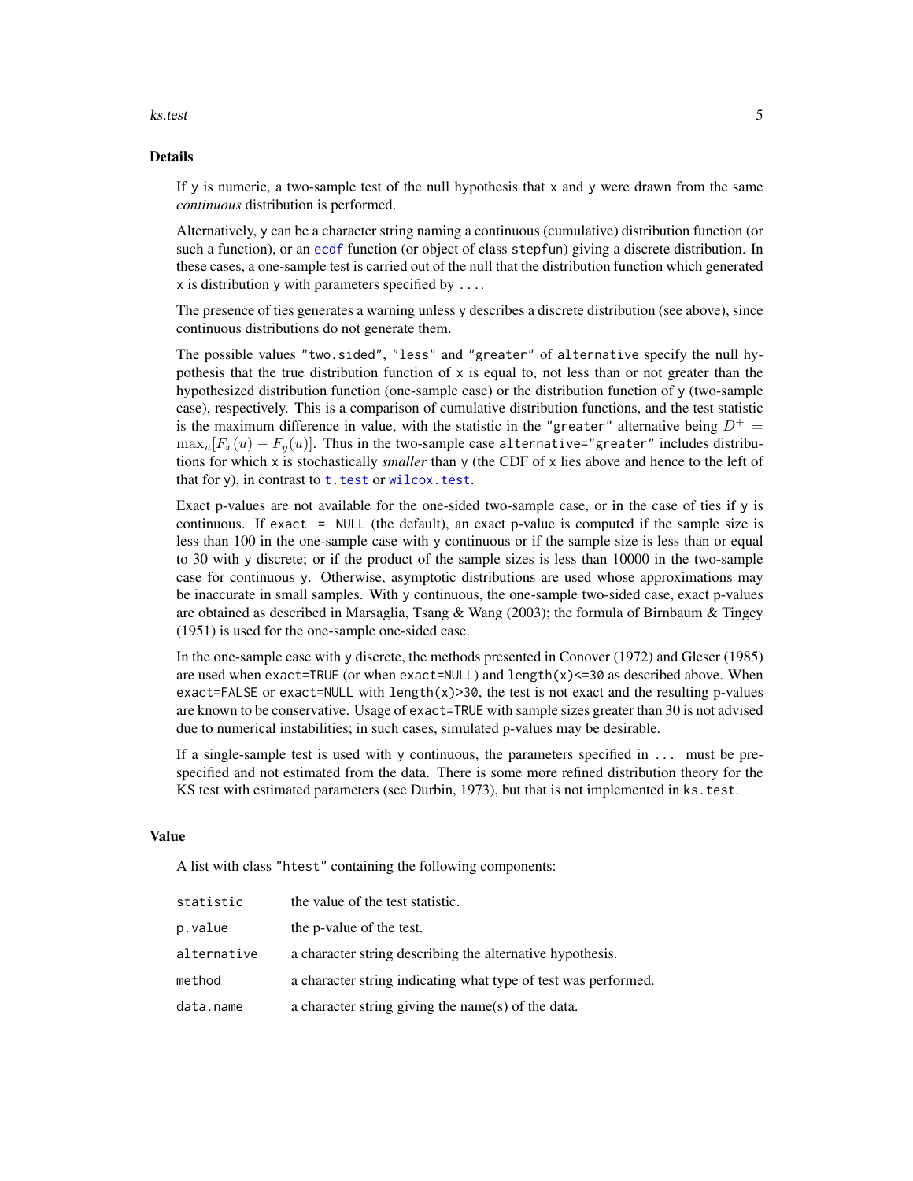## Details

If `y` is numeric, a two-sample test of the null hypothesis that `x` and `y` were drawn from the same *continuous* distribution is performed.

Alternatively, `y` can be a character string naming a continuous (cumulative) distribution function (or such a function), or an `ecdf` function (or object of class `stepfun`) giving a discrete distribution. In these cases, a one-sample test is carried out of the null that the distribution function which generated `x` is distribution `y` with parameters specified by `...`.

The presence of ties generates a warning unless `y` describes a discrete distribution (see above), since continuous distributions do not generate them.

The possible values `"two.sided"`, `"less"` and `"greater"` of `alternative` specify the null hypothesis that the true distribution function of `x` is equal to, not less than or not greater than the hypothesized distribution function (one-sample case) or the distribution function of `y` (two-sample case), respectively. This is a comparison of cumulative distribution functions, and the test statistic is the maximum difference in value, with the statistic in the `"greater"` alternative being $D^+ = \max_u[F_x(u) - F_y(u)]$. Thus in the two-sample case `alternative="greater"` includes distributions for which `x` is stochastically *smaller* than `y` (the CDF of `x` lies above and hence to the left of that for `y`), in contrast to `t.test` or `wilcox.test`.

Exact p-values are not available for the one-sided two-sample case, or in the case of ties if `y` is continuous. If `exact = NULL` (the default), an exact p-value is computed if the sample size is less than 100 in the one-sample case with `y` continuous or if the sample size is less than or equal to 30 with `y` discrete; or if the product of the sample sizes is less than 10000 in the two-sample case for continuous `y`. Otherwise, asymptotic distributions are used whose approximations may be inaccurate in small samples. With `y` continuous, the one-sample two-sided case, exact p-values are obtained as described in Marsaglia, Tsang & Wang (2003); the formula of Birnbaum & Tingey (1951) is used for the one-sample one-sided case.

In the one-sample case with `y` discrete, the methods presented in Conover (1972) and Gleser (1985) are used when `exact=TRUE` (or when `exact=NULL`) and `length(x)<=30` as described above. When `exact=FALSE` or `exact=NULL` with `length(x)>30`, the test is not exact and the resulting p-values are known to be conservative. Usage of `exact=TRUE` with sample sizes greater than 30 is not advised due to numerical instabilities; in such cases, simulated p-values may be desirable.

If a single-sample test is used with `y` continuous, the parameters specified in `...` must be pre-specified and not estimated from the data. There is some more refined distribution theory for the KS test with estimated parameters (see Durbin, 1973), but that is not implemented in `ks.test`.

## Value

A list with class `"htest"` containing the following components:

| | |
|---|---|
| `statistic` | the value of the test statistic. |
| `p.value` | the p-value of the test. |
| `alternative` | a character string describing the alternative hypothesis. |
| `method` | a character string indicating what type of test was performed. |
| `data.name` | a character string giving the name(s) of the data. |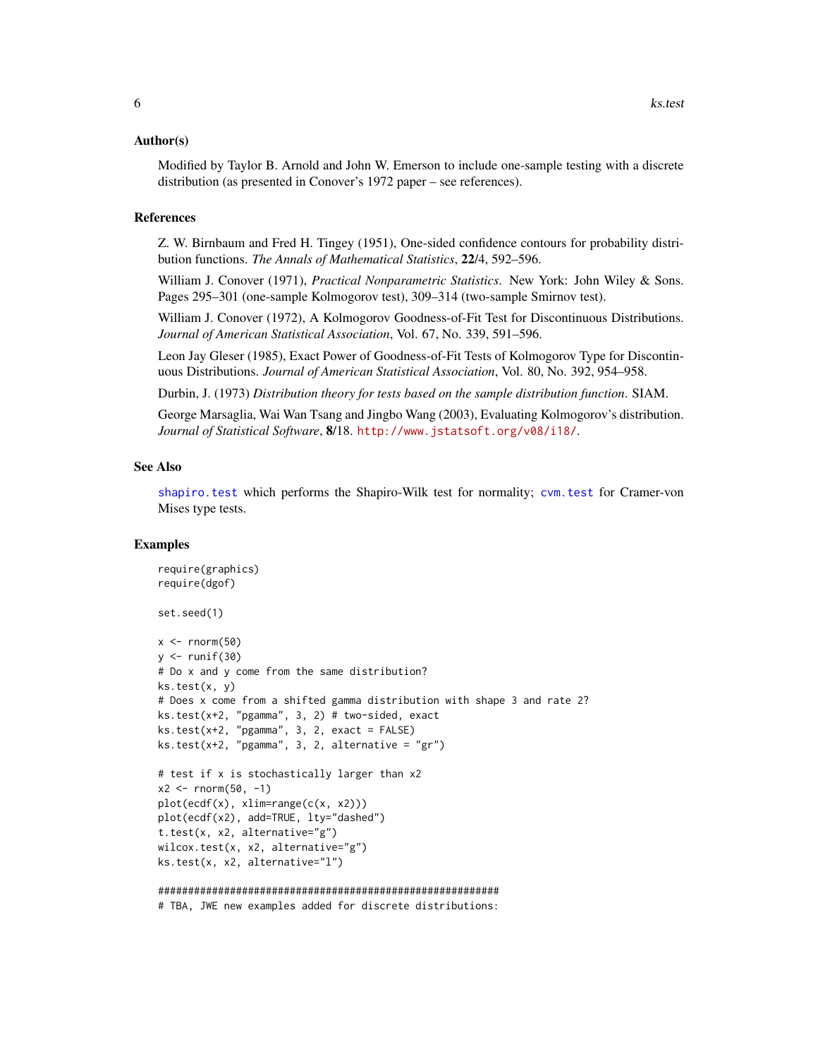## Author(s)

Modified by Taylor B. Arnold and John W. Emerson to include one-sample testing with a discrete distribution (as presented in Conover's 1972 paper – see references).

## References

Z. W. Birnbaum and Fred H. Tingey (1951), One-sided confidence contours for probability distribution functions. *The Annals of Mathematical Statistics*, **22**/4, 592–596.

William J. Conover (1971), *Practical Nonparametric Statistics*. New York: John Wiley & Sons. Pages 295–301 (one-sample Kolmogorov test), 309–314 (two-sample Smirnov test).

William J. Conover (1972), A Kolmogorov Goodness-of-Fit Test for Discontinuous Distributions. *Journal of American Statistical Association*, Vol. 67, No. 339, 591–596.

Leon Jay Gleser (1985), Exact Power of Goodness-of-Fit Tests of Kolmogorov Type for Discontinuous Distributions. *Journal of American Statistical Association*, Vol. 80, No. 392, 954–958.

Durbin, J. (1973) *Distribution theory for tests based on the sample distribution function*. SIAM.

George Marsaglia, Wai Wan Tsang and Jingbo Wang (2003), Evaluating Kolmogorov's distribution. *Journal of Statistical Software*, **8**/18. http://www.jstatsoft.org/v08/i18/.

## See Also

shapiro.test which performs the Shapiro-Wilk test for normality; cvm.test for Cramer-von Mises type tests.

## Examples

```
require(graphics)
require(dgof)

set.seed(1)

x <- rnorm(50)
y <- runif(30)
# Do x and y come from the same distribution?
ks.test(x, y)
# Does x come from a shifted gamma distribution with shape 3 and rate 2?
ks.test(x+2, "pgamma", 3, 2) # two-sided, exact
ks.test(x+2, "pgamma", 3, 2, exact = FALSE)
ks.test(x+2, "pgamma", 3, 2, alternative = "gr")

# test if x is stochastically larger than x2
x2 <- rnorm(50, -1)
plot(ecdf(x), xlim=range(c(x, x2)))
plot(ecdf(x2), add=TRUE, lty="dashed")
t.test(x, x2, alternative="g")
wilcox.test(x, x2, alternative="g")
ks.test(x, x2, alternative="l")

#########################################################
# TBA, JWE new examples added for discrete distributions:
```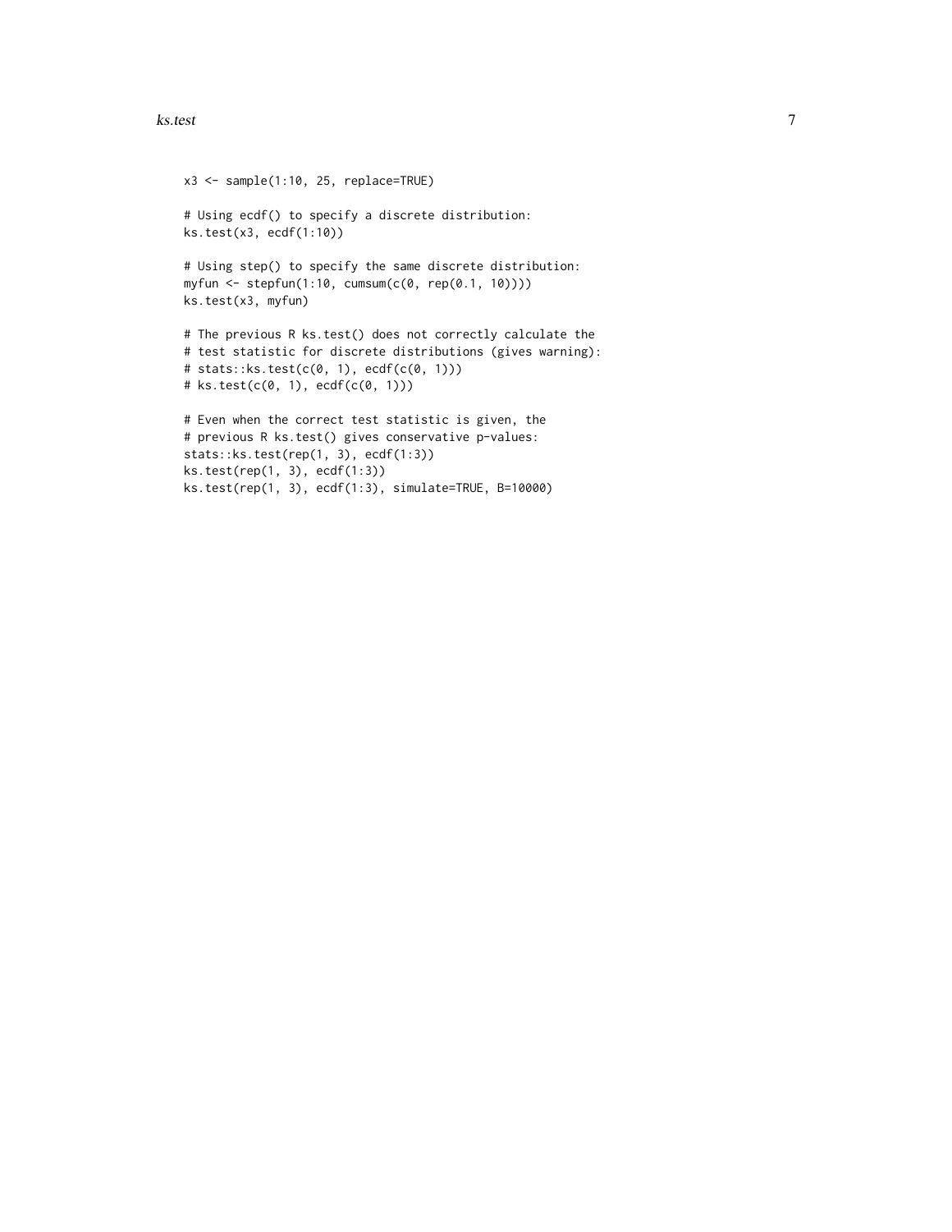```
x3 <- sample(1:10, 25, replace=TRUE)

# Using ecdf() to specify a discrete distribution:
ks.test(x3, ecdf(1:10))

# Using step() to specify the same discrete distribution:
myfun <- stepfun(1:10, cumsum(c(0, rep(0.1, 10))))
ks.test(x3, myfun)

# The previous R ks.test() does not correctly calculate the
# test statistic for discrete distributions (gives warning):
# stats::ks.test(c(0, 1), ecdf(c(0, 1)))
# ks.test(c(0, 1), ecdf(c(0, 1)))

# Even when the correct test statistic is given, the
# previous R ks.test() gives conservative p-values:
stats::ks.test(rep(1, 3), ecdf(1:3))
ks.test(rep(1, 3), ecdf(1:3))
ks.test(rep(1, 3), ecdf(1:3), simulate=TRUE, B=10000)
```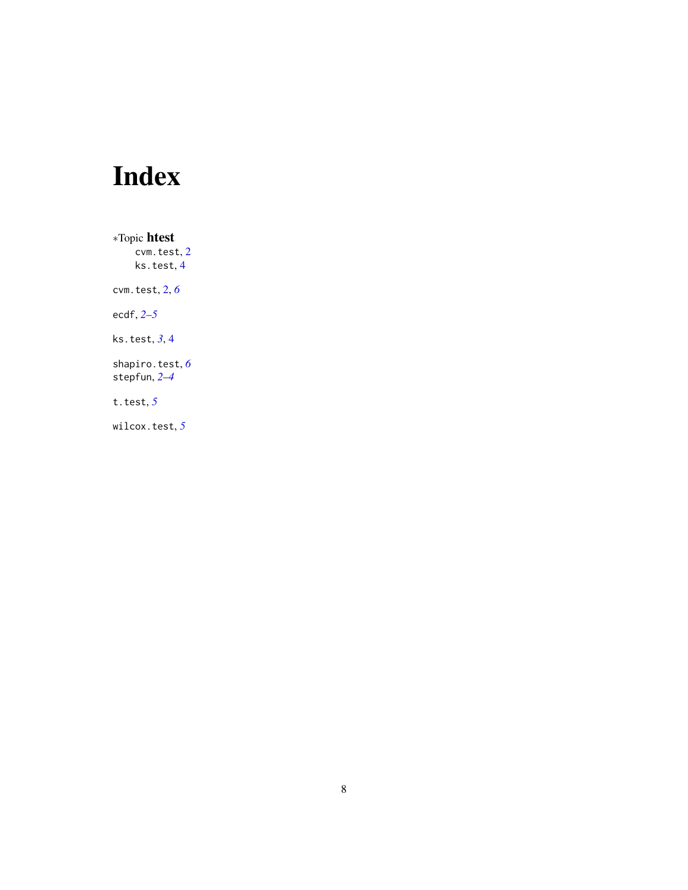# Index

*Topic **htest**

- cvm.test, 2
- ks.test, 4

cvm.test, 2, *6*

ecdf, *2–5*

ks.test, *3*, 4

shapiro.test, *6*
stepfun, *2–4*

t.test, *5*

wilcox.test, *5*